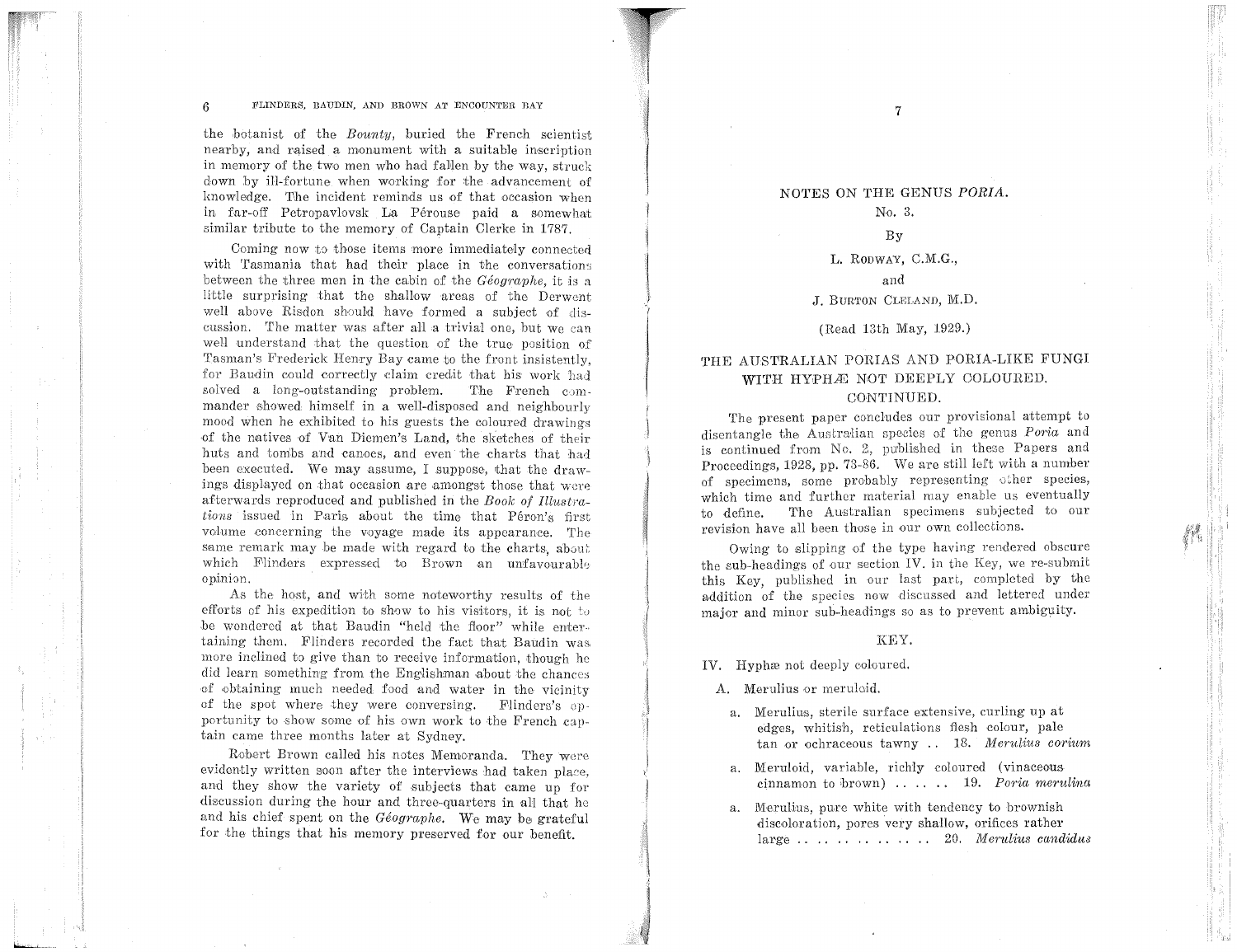the botanist of the *Bounty*, buried the French scientist nearby, and raised a monument with a suitable inscription in memory of the two men who had fallen by the way, struck down by ill-fortune when working for the advancement of knowledge. The incident reminds us of that occasion when in far-off Petropavlovsk La Pérouse paid a somewhat similar tribute to the memory of Captain Clerke in 1787.

Coming now to those items more immediately connected with Tasmania that had their place in the conversations between the three men in the cabin of the *Géographe*, it is a little surprising that the shallow areas of the Derwent well above Risdon should have formed a subject of discussion. The matter was after all a trivial one, but we can well understand that the question of the true position of Tasman's Frederick Henry Bay came to the front insistently, for Baudin could correctly claim credit that his work had solved a long-outstanding problem. The French commander showed himself in a well-disposed and neighbourly mood when he exhibited to his guests the coloured drawings of the natives of Van Diemen's Land, the sketches of their huts and tombs and canoes, and even the charts that had been executed. We may assume, I suppose, that the drawings displayed on that occasion are amongst those that were afterwards reproduced and published in the *Book of Illustrations* issued in Paris about the time that Péron's first volume concerning the voyage made its appearance. The same remark may be made with regard to the charts, about which Flinders expressed to Brown an unfavourable opinion.

As the host, and with some noteworthy results of the efforts of his expedition to show to his visitors, it is not to be wondered at that Baudin "held the floor" while entertaining them. Flinders recorded the fact that Baudin was more inclined to give than to receive information, though he did learn something from the Englishman about the chances of obtaining much needed food and water in the vicinity of the spot where they were conversing. Flinders's opportunity to show some of his own work to the French captain came three months later at Sydney.

Robert Brown called his notes Memoranda. They were evidently written soon after the interviews had taken place, and they show the variety of subjects that came up for discussion during the hour and three-quarters in all that he and his chief spent on the *Géographe*. We may be grateful for the things that his memory preserved for our benefit.

# NOTES ON THE GENUS *PORIA*.

No. 3.

By

L. Rodway, C.M.G.,

and

J. Burton Cleland, M.D.

(Read 13th May, 1929.)

## THE AUSTRALIAN PORIAS AND PORIA-LIKE FUNGI WITH HYPHÆ NOT DEEPLY COLOURED. CONTINUED.

The present paper concludes our provisional attempt to disentangle the Australian species of the genus *Poria* and is continued from No. 2, published in these Papers and Proceedings, 1928, pp. 73-86. We are still left with a number of specimens, some probably representing other species, which time and further material may enable us eventually to define. The Australian specimens subjected to our revision have all been those in our own collections.

Owing to slipping of the type having rendered obscure the sub-headings of our section IV. in the Key, we re-submit this Key, published in our last part, completed by the addition of the species now discussed and lettered under major and minor sub-headings so as to prevent ambiguity.

### KEY.

IV. Hyphæ not deeply coloured.

- A. Merulius or meruloid.
  - a. Merulius, sterile surface extensive, curling up at edges, whitish, reticulations flesh colour, pale tan or ochraceous tawny .. 18. *Merulius corium*
  - a. Meruloid, variable, richly coloured (vinaceous cinnamon to brown) .. .. .. 19. *Poria merulina*
  - a. Merulius, pure white with tendency to brownish discoloration, pores very shallow, orifices rather large .. .. .. .. .. .. .. 20. *Merulius candidus*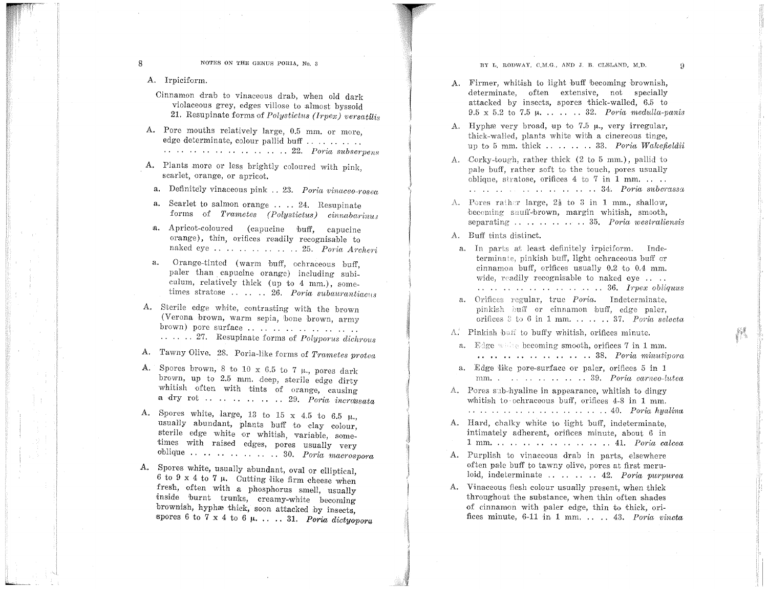A. Irpiciform.

Cinnamon drab to vinaceous drab, when old dark violaceous grey, edges villose to almost byssoid
21. Resupinate forms of *Polystictus (Irpex) versatilis*

A. Pore mouths relatively large, 0.5 mm. or more, edge determinate, colour pallid buff . . . . . . . . . . . . . . . . . . . . . . . . . . . 22. *Poria subserpens*

A. Plants more or less brightly coloured with pink, scarlet, orange, or apricot.

a. Definitely vinaceous pink . . 23. *Poria vinaceo-rosea*

a. Scarlet to salmon orange . . . . 24. Resupinate forms of *Trametes (Polystictus) cinnabarinus*

a. Apricot-coloured (capucine buff, capucine orange), thin, orifices readily recognisable to naked eye . . . . . . . . . . . . 25. *Poria Archeri*

a. Orange-tinted (warm buff, ochraceous buff, paler than capucine orange) including subiculum, relatively thick (up to 4 mm.), sometimes stratose . . . . . . 26. *Poria subaurantiacus*

A. Sterile edge white, contrasting with the brown (Verona brown, warm sepia, bone brown, army brown) pore surface . . . . . . . . . . . . . . . . . . . . . 27. Resupinate forms of *Polyporus dichrous*

A. Tawny Olive. 28. Poria-like forms of *Trametes protea*

A. Spores brown, 8 to 10 x 6.5 to 7 μ., pores dark brown, up to 2.5 mm. deep, sterile edge dirty whitish often with tints of orange, causing a dry rot . . . . . . . . . . . 29. *Poria incrassata*

A. Spores white, large, 13 to 15 x 4.5 to 6.5 μ., usually abundant, plants buff to clay colour, sterile edge white or whitish, variable, sometimes with raised edges, pores usually very oblique . . . . . . . . . . . . 30. *Poria macrospora*

A. Spores white, usually abundant, oval or elliptical, 6 to 9 x 4 to 7 μ. Cutting like firm cheese when fresh, often with a phosphorus smell, usually inside burnt trunks, creamy-white becoming brownish, hyphæ thick, soon attacked by insects, spores 6 to 7 x 4 to 6 μ. . . . . 31. *Poria dictyopora*

A. Firmer, whitish to light buff becoming brownish, determinate, often extensive, not specially attacked by insects, spores thick-walled, 6.5 to 9.5 x 5.2 to 7.5 μ. . . . . . . 32. *Poria medulla-panis*

A. Hyphæ very broad, up to 7.5 μ., very irregular, thick-walled, plants white with a cinereous tinge, up to 5 mm. thick . . . . . . . 33. *Poria Wakefieldii*

A. Corky-tough, rather thick (2 to 5 mm.), pallid to pale buff, rather soft to the touch, pores usually oblique, stratose, orifices 4 to 7 in 1 mm. . . . . . . . . . . . . . . . . . . . . 34. *Poria suberassa*

A. Pores rather large, 2½ to 3 in 1 mm., shallow, becoming snuff-brown, margin whitish, smooth, separating . . . . . . . . . . 35. *Poria westraliensis*

A. Buff tints distinct.

a. In parts at least definitely irpiciform. Indeterminate, pinkish buff, light ochraceous buff or cinnamon buff, orifices usually 0.2 to 0.4 mm. wide, readily recognisable to naked eye . . . . . . . . . . . . . . . . . . . . . . . 36. *Irpex obliquus*

a. Orifices regular, true *Poria*. Indeterminate, pinkish buff or cinnamon buff, edge paler, orifices 3 to 6 in 1 mm. . . . . . . 37. *Poria selecta*

A. Pinkish buff to buffy whitish, orifices minute.

a. Edge white becoming smooth, orifices 7 in 1 mm. . . . . . . . . . . . . . . . . . . 38. *Poria minutipora*

a. Edge like pore-surface or paler, orifices 5 in 1 mm. . . . . . . . . . . . . 39. *Poria carneo-lutea*

A. Pores sub-hyaline in appearance, whitish to dingy whitish to ochraceous buff, orifices 4-8 in 1 mm. . . . . . . . . . . . . . . . . . . . . . . . . . 40. *Poria hyalina*

A. Hard, chalky white to light buff, indeterminate, intimately adherent, orifices minute, about 6 in 1 mm. . . . . . . . . . . . . . . . . . 41. *Poria calcea*

A. Purplish to vinaceous drab in parts, elsewhere often pale buff to tawny olive, pores at first merulioid, indeterminate . . . . . . . 42. *Poria purpurea*

A. Vinaceous flesh colour usually present, when thick throughout the substance, when thin often shades of cinnamon with paler edge, thin to thick, orifices minute, 6-11 in 1 mm. . . . . 43. *Poria vincta*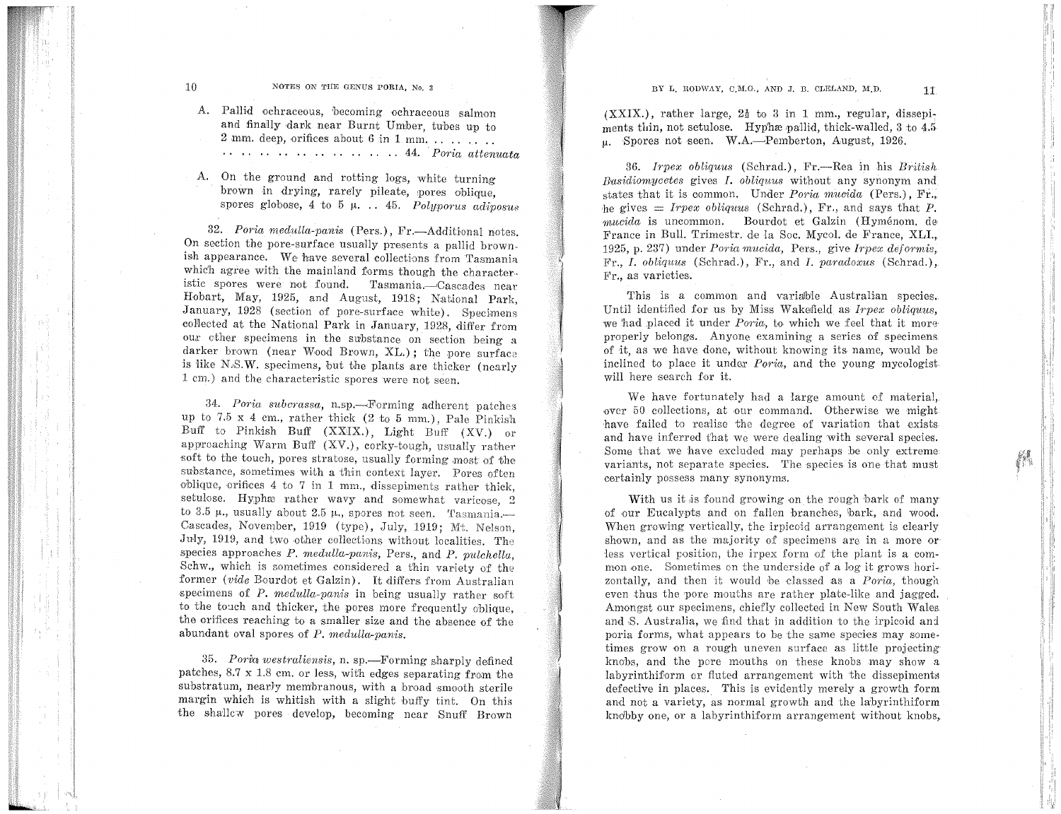A. Pallid ochraceous, becoming ochraceous salmon and finally dark near Burnt Umber, tubes up to 2 mm. deep, orifices about 6 in 1 mm. . . . . . . . . . . . . . . . . . . . . . . . . . . . . . . . . . . . 44. *Poria attenuata*

A. On the ground and rotting logs, white turning brown in drying, rarely pileate, pores oblique, spores globose, 4 to 5 μ. . . 45. *Polyporus adiposus*

32. *Poria medulla-panis* (Pers.), Fr.—Additional notes. On section the pore-surface usually presents a pallid brownish appearance. We have several collections from Tasmania which agree with the mainland forms though the characteristic spores were not found. Tasmania.—Cascades near Hobart, May, 1925, and August, 1918; National Park, January, 1928 (section of pore-surface white). Specimens collected at the National Park in January, 1928, differ from our other specimens in the substance on section being a darker brown (near Wood Brown, XL.); the pore surface is like N.S.W. specimens, but the plants are thicker (nearly 1 cm.) and the characteristic spores were not seen.

34. *Poria subcrassa*, n.sp.—Forming adherent patches up to 7.5 x 4 cm., rather thick (2 to 5 mm.), Pale Pinkish Buff to Pinkish Buff (XXIX.), Light Buff (XV.) or approaching Warm Buff (XV.), corky-tough, usually rather soft to the touch, pores stratose, usually forming most of the substance, sometimes with a thin context layer. Pores often oblique, orifices 4 to 7 in 1 mm., dissepiments rather thick, setulose. Hyphæ rather wavy and somewhat varicose, 2 to 3.5 μ., usually about 2.5 μ., spores not seen. Tasmania.—Cascades, November, 1919 (type), July, 1919; Mt. Nelson, July, 1919, and two other collections without localities. The species approaches *P. medulla-panis*, Pers., and *P. pulchella*, Schw., which is sometimes considered a thin variety of the former (*vide* Bourdot et Galzin). It differs from Australian specimens of *P. medulla-panis* in being usually rather soft to the touch and thicker, the pores more frequently oblique, the orifices reaching to a smaller size and the absence of the abundant oval spores of *P. medulla-panis*.

35. *Poria westraliensis*, n. sp.—Forming sharply defined patches, 8.7 x 1.8 cm. or less, with edges separating from the substratum, nearly membranous, with a broad smooth sterile margin which is whitish with a slight buffy tint. On this the shallow pores develop, becoming near Snuff Brown (XXIX.), rather large, 2½ to 3 in 1 mm., regular, dissepiments thin, not setulose. Hyphæ pallid, thick-walled, 3 to 4.5 μ. Spores not seen. W.A.—Pemberton, August, 1926.

36. *Irpex obliquus* (Schrad.), Fr.—Rea in his *British Basidiomycetes* gives *I. obliquus* without any synonym and states that it is common. Under *Poria mucida* (Pers.), Fr., he gives = *Irpex obliquus* (Schrad.), Fr., and says that *P. mucida* is uncommon. Bourdot et Galzin (Hyménom. de France in Bull. Trimestr. de la Soc. Mycol. de France, XLI., 1925, p. 237) under *Poria mucida*, Pers., give *Irpex deformis*, Fr., *I. obliquus* (Schrad.), Fr., and *I. paradoxus* (Schrad.), Fr., as varieties.

This is a common and variable Australian species. Until identified for us by Miss Wakefield as *Irpex obliquus*, we had placed it under *Poria*, to which we feel that it more properly belongs. Anyone examining a series of specimens of it, as we have done, without knowing its name, would be inclined to place it under *Poria*, and the young mycologist will here search for it.

We have fortunately had a large amount of material, over 50 collections, at our command. Otherwise we might have failed to realise the degree of variation that exists and have inferred that we were dealing with several species. Some that we have excluded may perhaps be only extreme variants, not separate species. The species is one that must certainly possess many synonyms.

With us it is found growing on the rough bark of many of our Eucalypts and on fallen branches, bark, and wood. When growing vertically, the irpicoid arrangement is clearly shown, and as the majority of specimens are in a more or less vertical position, the irpex form of the plant is a common one. Sometimes on the underside of a log it grows horizontally, and then it would be classed as a *Poria*, though even thus the pore mouths are rather plate-like and jagged. Amongst our specimens, chiefly collected in New South Wales and S. Australia, we find that in addition to the irpicoid and poria forms, what appears to be the same species may sometimes grow on a rough uneven surface as little projecting knobs, and the pore mouths on these knobs may show a labyrinthiform or fluted arrangement with the dissepiments defective in places. This is evidently merely a growth form and not a variety, as normal growth and the labyrinthiform knobby one, or a labyrinthiform arrangement without knobs,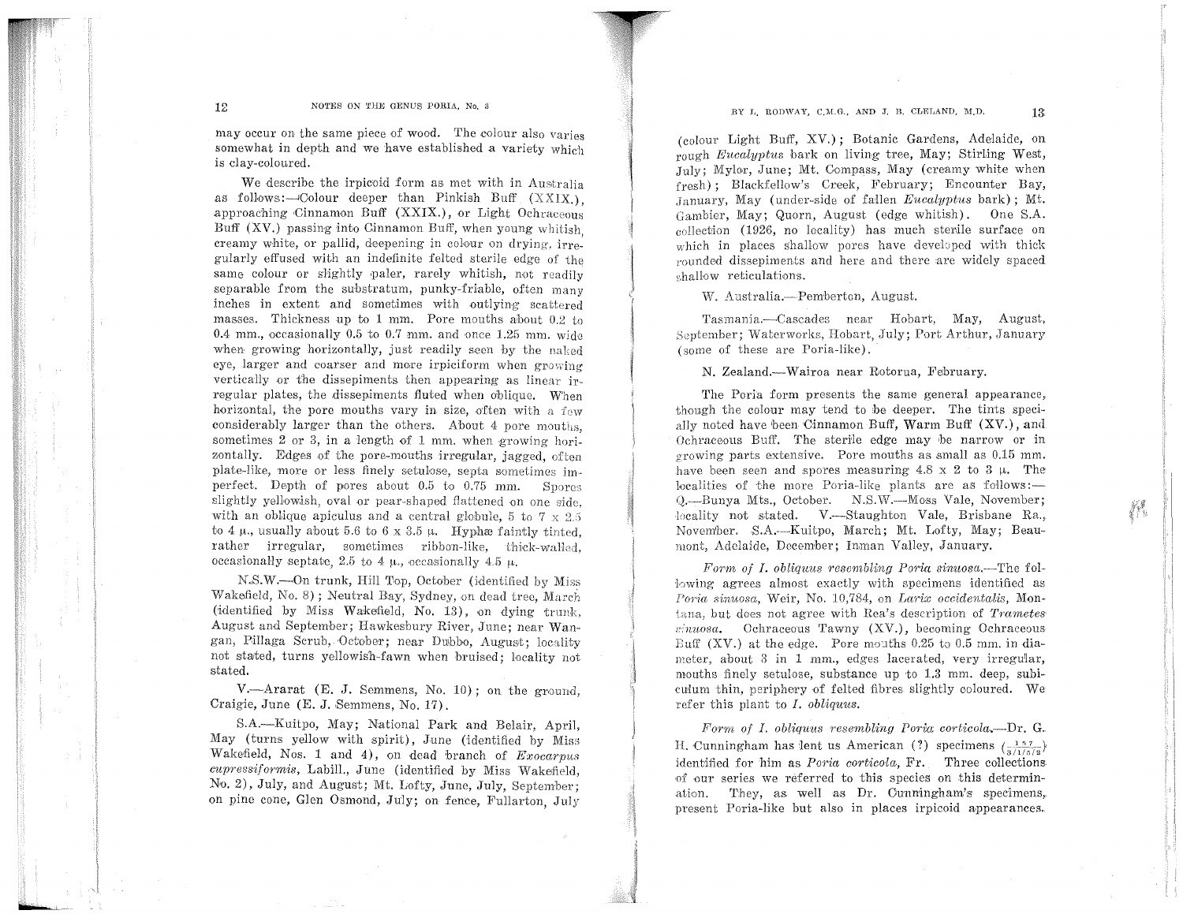may occur on the same piece of wood. The colour also varies somewhat in depth and we have established a variety which is clay-coloured.

We describe the irpicoid form as met with in Australia as follows:—Colour deeper than Pinkish Buff (XXIX.), approaching Cinnamon Buff (XXIX.), or Light Ochraceous Buff (XV.) passing into Cinnamon Buff, when young whitish, creamy white, or pallid, deepening in colour on drying, irregularly effused with an indefinite felted sterile edge of the same colour or slightly paler, rarely whitish, not readily separable from the substratum, punky-friable, often many inches in extent and sometimes with outlying scattered masses. Thickness up to 1 mm. Pore mouths about 0.2 to 0.4 mm., occasionally 0.5 to 0.7 mm. and once 1.25 mm. wide when growing horizontally, just readily seen by the naked eye, larger and coarser and more irpiciform when growing vertically or the dissepiments then appearing as linear irregular plates, the dissepiments fluted when oblique. When horizontal, the pore mouths vary in size, often with a few considerably larger than the others. About 4 pore mouths, sometimes 2 or 3, in a length of 1 mm. when growing horizontally. Edges of the pore-mouths irregular, jagged, often plate-like, more or less finely setulose, septa sometimes imperfect. Depth of pores about 0.5 to 0.75 mm. Spores slightly yellowish, oval or pear-shaped flattened on one side, with an oblique apiculus and a central globule, 5 to 7 x 2.5 to 4 μ., usually about 5.6 to 6 x 3.5 μ. Hyphæ faintly tinted, rather irregular, sometimes ribbon-like, thick-walled, occasionally septate, 2.5 to 4 μ., occasionally 4.5 μ.

N.S.W.—On trunk, Hill Top, October (identified by Miss Wakefield, No. 8); Neutral Bay, Sydney, on dead tree, March (identified by Miss Wakefield, No. 13), on dying trunk, August and September; Hawkesbury River, June; near Wangan, Pillaga Scrub, October; near Dubbo, August; locality not stated, turns yellowish-fawn when bruised; locality not stated.

V.—Ararat (E. J. Semmens, No. 10); on the ground, Craigie, June (E. J. Semmens, No. 17).

S.A.—Kuitpo, May; National Park and Belair, April, May (turns yellow with spirit), June (identified by Miss Wakefield, Nos. 1 and 4), on dead branch of *Exocarpus cupressiformis*, Labill., June (identified by Miss Wakefield, No. 2), July, and August; Mt. Lofty, June, July, September; on pine cone, Glen Osmond, July; on fence, Fullarton, July (colour Light Buff, XV.); Botanic Gardens, Adelaide, on rough *Eucalyptus* bark on living tree, May; Stirling West, July; Mylor, June; Mt. Compass, May (creamy white when fresh); Blackfellow's Creek, February; Encounter Bay, January, May (under-side of fallen *Eucalyptus* bark); Mt. Gambier, May; Quorn, August (edge whitish). One S.A. collection (1926, no locality) has much sterile surface on which in places shallow pores have developed with thick rounded dissepiments and here and there are widely spaced shallow reticulations.

W. Australia.—Pemberton, August.

Tasmania.—Cascades near Hobart, May, August, September; Waterworks, Hobart, July; Port Arthur, January (some of these are Poria-like).

N. Zealand.—Wairoa near Rotorua, February.

The Poria form presents the same general appearance, though the colour may tend to be deeper. The tints specially noted have been Cinnamon Buff, Warm Buff (XV.), and Ochraceous Buff. The sterile edge may be narrow or in growing parts extensive. Pore mouths as small as 0.15 mm. have been seen and spores measuring 4.8 x 2 to 3 μ. The localities of the more Poria-like plants are as follows:—Q.—Bunya Mts., October. N.S.W.—Moss Vale, November; locality not stated. V.—Staughton Vale, Brisbane Ra., November. S.A.—Kuitpo, March; Mt. Lofty, May; Beaumont, Adelaide, December; Inman Valley, January.

*Form of I. obliquus resembling Poria sinuosa.*—The following agrees almost exactly with specimens identified as *Poria sinuosa*, Weir, No. 10,784, on *Larix occidentalis*, Montana, but does not agree with Rea's description of *Trametes sinuosa*. Ochraceous Tawny (XV.), becoming Ochraceous Buff (XV.) at the edge. Pore mouths 0.25 to 0.5 mm. in diameter, about 3 in 1 mm., edges lacerated, very irregular, mouths finely setulose, substance up to 1.3 mm. deep, subiculum thin, periphery of felted fibres slightly coloured. We refer this plant to *I. obliquus*.

*Form of I. obliquus resembling Poria corticola.*—Dr. G. H. Cunningham has lent us American (?) specimens $\left(\frac{157}{3/1/5/2}\right)$ identified for him as *Poria corticola*, Fr. Three collections of our series we referred to this species on this determination. They, as well as Dr. Cunningham's specimens, present Poria-like but also in places irpicoid appearances.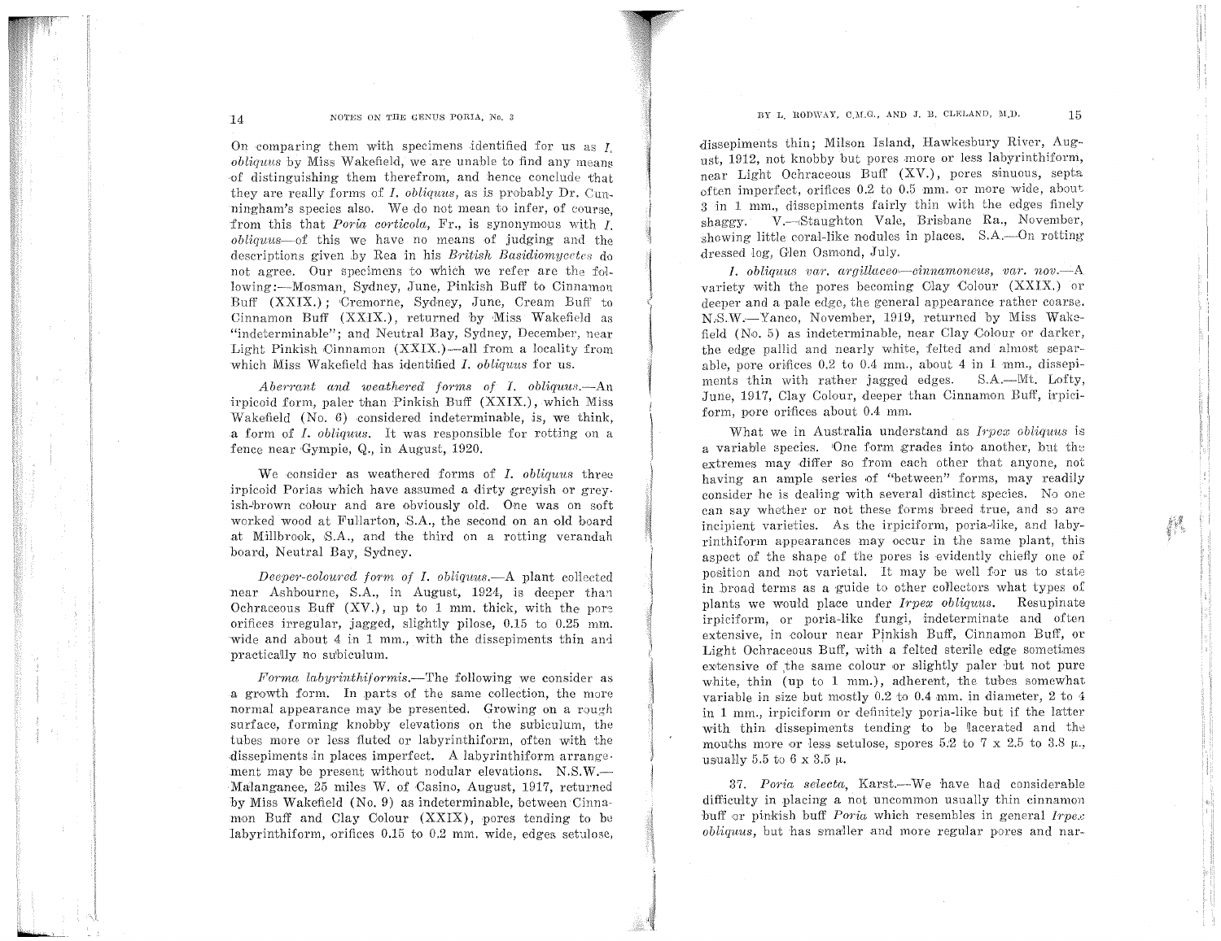On comparing them with specimens identified for us as *I. obliquus* by Miss Wakefield, we are unable to find any means of distinguishing them therefrom, and hence conclude that they are really forms of *I. obliquus*, as is probably Dr. Cunningham's species also. We do not mean to infer, of course, from this that *Poria corticola*, Fr., is synonymous with *I. obliquus*—of this we have no means of judging and the descriptions given by Rea in his *British Basidiomycetes* do not agree. Our specimens to which we refer are the following:—Mosman, Sydney, June, Pinkish Buff to Cinnamon Buff (XXIX.); Cremorne, Sydney, June, Cream Buff to Cinnamon Buff (XXIX.), returned by Miss Wakefield as "indeterminable"; and Neutral Bay, Sydney, December, near Light Pinkish Cinnamon (XXIX.)—all from a locality from which Miss Wakefield has identified *I. obliquus* for us.

*Aberrant and weathered forms of I. obliquus.*—An irpicoid form, paler than Pinkish Buff (XXIX.), which Miss Wakefield (No. 6) considered indeterminable, is, we think, a form of *I. obliquus*. It was responsible for rotting on a fence near Gympie, Q., in August, 1920.

We consider as weathered forms of *I. obliquus* three irpicoid Porias which have assumed a dirty greyish or greyish-brown colour and are obviously old. One was on soft worked wood at Fullarton, S.A., the second on an old board at Millbrook, S.A., and the third on a rotting verandah board, Neutral Bay, Sydney.

*Deeper-coloured form of I. obliquus.*—A plant collected near Ashbourne, S.A., in August, 1924, is deeper than Ochraceous Buff (XV.), up to 1 mm. thick, with the pore orifices irregular, jagged, slightly pilose, 0.15 to 0.25 mm. wide and about 4 in 1 mm., with the dissepiments thin and practically no subiculum.

*Forma labyrinthiformis.*—The following we consider as a growth form. In parts of the same collection, the more normal appearance may be presented. Growing on a rough surface, forming knobby elevations on the subiculum, the tubes more or less fluted or labyrinthiform, often with the dissepiments in places imperfect. A labyrinthiform arrangement may be present without nodular elevations. N.S.W.—Malanganee, 25 miles W. of Casino, August, 1917, returned by Miss Wakefield (No. 9) as indeterminable, between Cinnamon Buff and Clay Colour (XXIX), pores tending to be labyrinthiform, orifices 0.15 to 0.2 mm. wide, edges setulose, dissepiments thin; Milson Island, Hawkesbury River, August, 1912, not knobby but pores more or less labyrinthiform, near Light Ochraceous Buff (XV.), pores sinuous, septa often imperfect, orifices 0.2 to 0.5 mm. or more wide, about 3 in 1 mm., dissepiments fairly thin with the edges finely shaggy. V.—Staughton Vale, Brisbane Ra., November, showing little coral-like nodules in places. S.A.—On rotting dressed log, Glen Osmond, July.

*I. obliquus var. argillaceo-cinnamoneus, var. nov.*—A variety with the pores becoming Clay Colour (XXIX.) or deeper and a pale edge, the general appearance rather coarse. N.S.W.—Yanco, November, 1919, returned by Miss Wakefield (No. 5) as indeterminable, near Clay Colour or darker, the edge pallid and nearly white, felted and almost separable, pore orifices 0.2 to 0.4 mm., about 4 in 1 mm., dissepiments thin with rather jagged edges. S.A.—Mt. Lofty, June, 1917, Clay Colour, deeper than Cinnamon Buff, irpiciform, pore orifices about 0.4 mm.

What we in Australia understand as *Irpex obliquus* is a variable species. One form grades into another, but the extremes may differ so from each other that anyone, not having an ample series of "between" forms, may readily consider he is dealing with several distinct species. No one can say whether or not these forms breed true, and so are incipient varieties. As the irpiciform, poria-like, and labyrinthiform appearances may occur in the same plant, this aspect of the shape of the pores is evidently chiefly one of position and not varietal. It may be well for us to state in broad terms as a guide to other collectors what types of plants we would place under *Irpex obliquus*. Resupinate irpiciform, or poria-like fungi, indeterminate and often extensive, in colour near Pinkish Buff, Cinnamon Buff, or Light Ochraceous Buff, with a felted sterile edge sometimes extensive of the same colour or slightly paler but not pure white, thin (up to 1 mm.), adherent, the tubes somewhat variable in size but mostly 0.2 to 0.4 mm. in diameter, 2 to 4 in 1 mm., irpiciform or definitely poria-like but if the latter with thin dissepiments tending to be lacerated and the mouths more or less setulose, spores 5.2 to 7 x 2.5 to 3.8 µ., usually 5.5 to 6 x 3.5 µ.

37. *Poria selecta*, Karst.—We have had considerable difficulty in placing a not uncommon usually thin cinnamon buff or pinkish buff *Poria* which resembles in general *Irpex obliquus*, but has smaller and more regular pores and nar-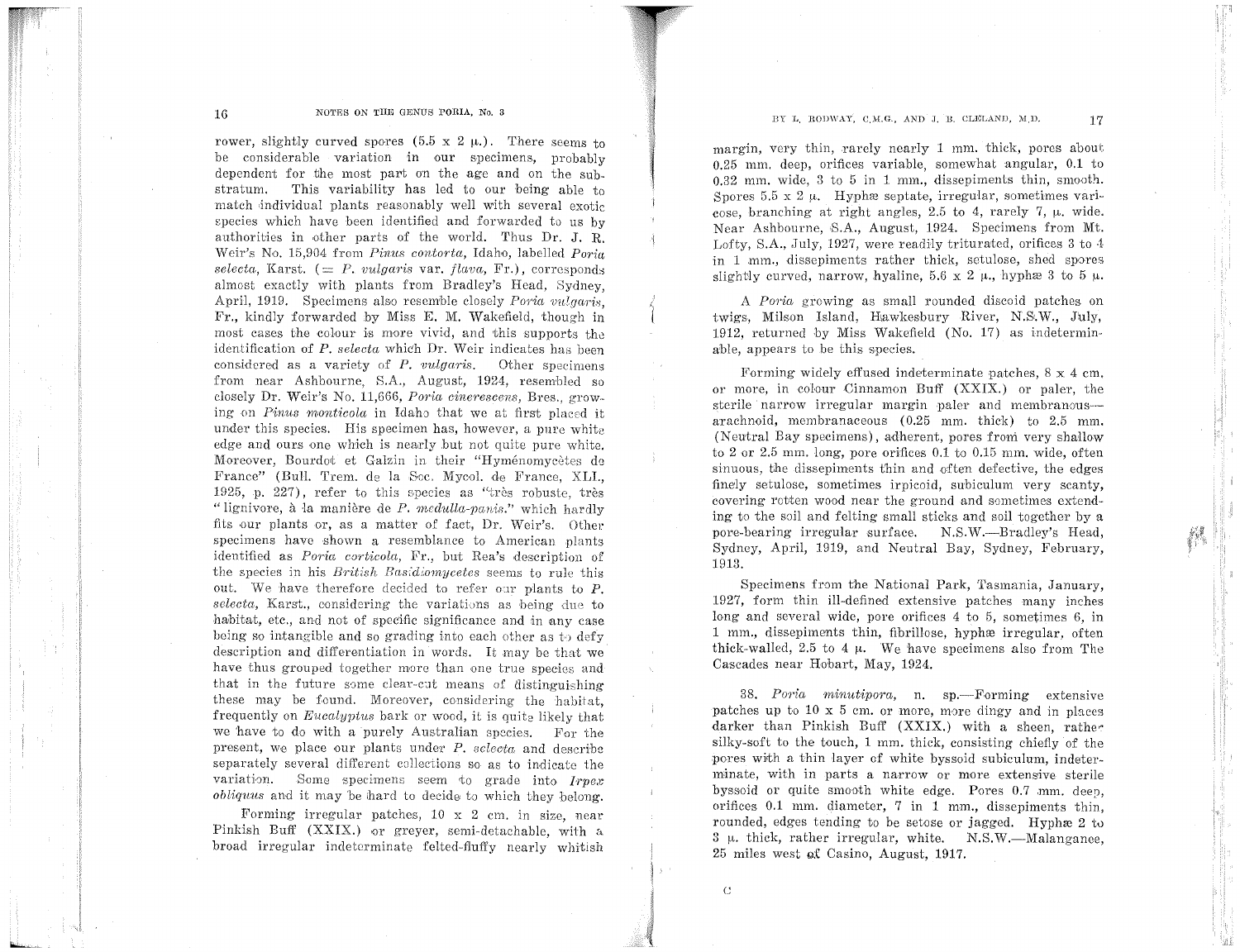rower, slightly curved spores (5.5 x 2 μ.). There seems to be considerable variation in our specimens, probably dependent for the most part on the age and on the substratum. This variability has led to our being able to match individual plants reasonably well with several exotic species which have been identified and forwarded to us by authorities in other parts of the world. Thus Dr. J. R. Weir's No. 15,904 from *Pinus contorta*, Idaho, labelled *Poria selecta*, Karst. (= *P. vulgaris* var. *flava*, Fr.), corresponds almost exactly with plants from Bradley's Head, Sydney, April, 1919. Specimens also resemble closely *Poria vulgaris*, Fr., kindly forwarded by Miss E. M. Wakefield, though in most cases the colour is more vivid, and this supports the identification of *P. selecta* which Dr. Weir indicates has been considered as a variety of *P. vulgaris*. Other specimens from near Ashbourne, S.A., August, 1924, resembled so closely Dr. Weir's No. 11,666, *Poria cinerescens*, Bres., growing on *Pinus monticola* in Idaho that we at first placed it under this species. His specimen has, however, a pure white edge and ours one which is nearly but not quite pure white. Moreover, Bourdot et Galzin in their "Hyménomycètes de France" (Bull. Trem. de la Soc. Mycol. de France, XLI., 1925, p. 227), refer to this species as "très robuste, très "lignivore, à la manière de *P. medulla-panis*." which hardly fits our plants or, as a matter of fact, Dr. Weir's. Other specimens have shown a resemblance to American plants identified as *Poria corticola*, Fr., but Rea's description of the species in his *British Basidiomycetes* seems to rule this out. We have therefore decided to refer our plants to *P. selecta*, Karst., considering the variations as being due to habitat, etc., and not of specific significance and in any case being so intangible and so grading into each other as to defy description and differentiation in words. It may be that we have thus grouped together more than one true species and that in the future some clear-cut means of distinguishing these may be found. Moreover, considering the habitat, frequently on *Eucalyptus* bark or wood, it is quite likely that we have to do with a purely Australian species. For the present, we place our plants under *P. selecta* and describe separately several different collections so as to indicate the variation. Some specimens seem to grade into *Irpex obliquus* and it may be hard to decide to which they belong.

Forming irregular patches, 10 x 2 cm. in size, near Pinkish Buff (XXIX.) or greyer, semi-detachable, with a broad irregular indeterminate felted-fluffy nearly whitish margin, very thin, rarely nearly 1 mm. thick, pores about 0.25 mm. deep, orifices variable, somewhat angular, 0.1 to 0.32 mm. wide, 3 to 5 in 1 mm., dissepiments thin, smooth. Spores 5.5 x 2 μ. Hyphæ septate, irregular, sometimes varicose, branching at right angles, 2.5 to 4, rarely 7, μ. wide. Near Ashbourne, S.A., August, 1924. Specimens from Mt. Lofty, S.A., July, 1927, were readily triturated, orifices 3 to 4 in 1 mm., dissepiments rather thick, setulose, shed spores slightly curved, narrow, hyaline, 5.6 x 2 μ., hyphæ 3 to 5 μ.

A *Poria* growing as small rounded discoid patches on twigs, Milson Island, Hawkesbury River, N.S.W., July, 1912, returned by Miss Wakefield (No. 17) as indeterminable, appears to be this species.

Forming widely effused indeterminate patches, 8 x 4 cm. or more, in colour Cinnamon Buff (XXIX.) or paler, the sterile narrow irregular margin paler and membranous—arachnoid, membranaceous (0.25 mm. thick) to 2.5 mm. (Neutral Bay specimens), adherent, pores from very shallow to 2 or 2.5 mm. long, pore orifices 0.1 to 0.15 mm. wide, often sinuous, the dissepiments thin and often defective, the edges finely setulose, sometimes irpicoid, subiculum very scanty, covering rotten wood near the ground and sometimes extending to the sticks and felting small sticks and soil together by a pore-bearing irregular surface. N.S.W.—Bradley's Head, Sydney, April, 1919, and Neutral Bay, Sydney, February, 1913.

Specimens from the National Park, Tasmania, January, 1927, form thin ill-defined extensive patches many inches long and several wide, pore orifices 4 to 5, sometimes 6, in 1 mm., dissepiments thin, fibrillose, hyphæ irregular, often thick-walled, 2.5 to 4 μ. We have specimens also from The Cascades near Hobart, May, 1924.

38. *Poria minutipora*, n. sp.—Forming extensive patches up to 10 x 5 cm. or more, more dingy and in places darker than Pinkish Buff (XXIX.) with a sheen, rather silky-soft to the touch, 1 mm. thick, consisting chiefly of the pores with a thin layer of white byssoid subiculum, indeterminate, with in parts a narrow or more extensive sterile byssoid or quite smooth white edge. Pores 0.7 mm. deep, orifices 0.1 mm. diameter, 7 in 1 mm., dissepiments thin, rounded, edges tending to be setose or jagged. Hyphæ 2 to 3 μ. thick, rather irregular, white. N.S.W.—Malanganee, 25 miles west of Casino, August, 1917.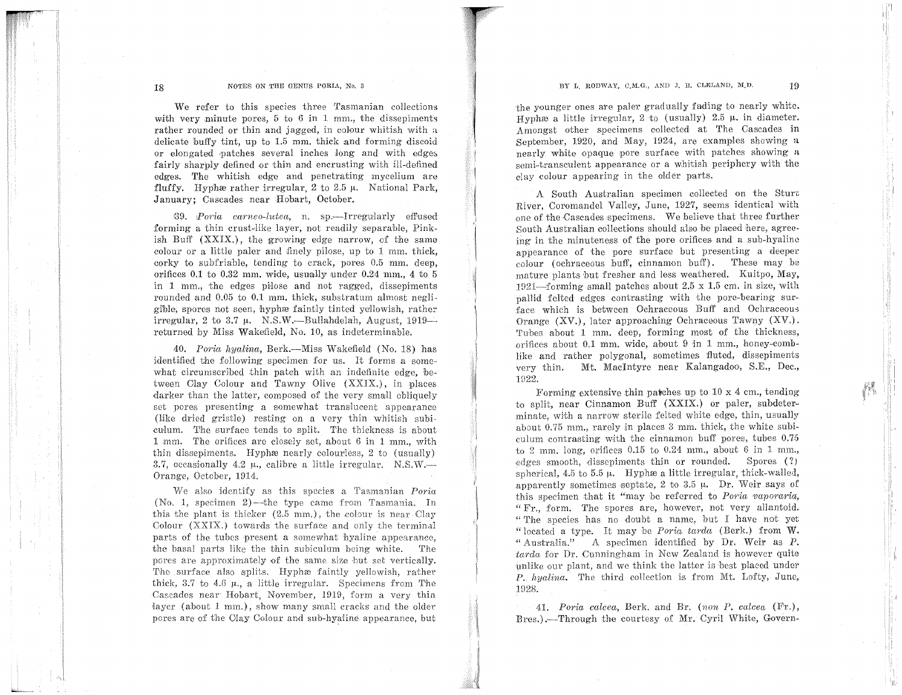We refer to this species three Tasmanian collections with very minute pores, 5 to 6 in 1 mm., the dissepiments rather rounded or thin and jagged, in colour whitish with a delicate buffy tint, up to 1.5 mm. thick and forming discoid or elongated patches several inches long and with edges fairly sharply defined or thin and encrusting with ill-defined edges. The whitish edge and penetrating mycelium are fluffy. Hyphæ rather irregular, 2 to 2.5 μ. National Park, January; Cascades near Hobart, October.

39. *Poria carneo-lutea*, n. sp.—Irregularly effused forming a thin crust-like layer, not readily separable, Pinkish Buff (XXIX.), the growing edge narrow, of the same colour or a little paler and finely pilose, up to 1 mm. thick, corky to subfriable, tending to crack, pores 0.5 mm. deep, orifices 0.1 to 0.32 mm. wide, usually under 0.24 mm., 4 to 5 in 1 mm., the edges pilose and not ragged, dissepiments rounded and 0.05 to 0.1 mm. thick, substratum almost negligible, spores not seen, hyphæ faintly tinted yellowish, rather irregular, 2 to 3.7 μ. N.S.W.—Bullahdelah, August, 1919—returned by Miss Wakefield, No. 10, as indeterminable.

40. *Poria hyalina*, Berk.—Miss Wakefield (No. 18) has identified the following specimen for us. It forms a somewhat circumscribed thin patch with an indefinite edge, between Clay Colour and Tawny Olive (XXIX.), in places darker than the latter, composed of the very small obliquely set pores presenting a somewhat translucent appearance (like dried gristle) resting on a very thin whitish subiculum. The surface tends to split. The thickness is about 1 mm. The orifices are closely set, about 6 in 1 mm., with thin dissepiments. Hyphæ nearly colourless, 2 to (usually) 3.7, occasionally 4.2 μ., calibre a little irregular. N.S.W.—Orange, October, 1914.

We also identify as this species a Tasmanian *Poria* (No. 1, specimen 2)—the type came from Tasmania. In this the plant is thicker (2.5 mm.), the colour is near Clay Colour (XXIX.) towards the surface and only the terminal parts of the tubes present a somewhat hyaline appearance, the basal parts like the thin subiculum being white. The pores are approximately of the same size but set vertically. The surface also splits. Hyphæ faintly yellowish, rather thick, 3.7 to 4.6 μ., a little irregular. Specimens from The Cascades near Hobart, November, 1919, form a very thin layer (about 1 mm.), show many small cracks and the older pores are of the Clay Colour and sub-hyaline appearance, but the younger ones are paler gradually fading to nearly white. Hyphæ a little irregular, 2 to (usually) 2.5 μ. in diameter. Amongst other specimens collected at The Cascades in September, 1920, and May, 1924, are examples showing a nearly white opaque pore surface with patches showing a semi-transculent appearance or a whitish periphery with the clay colour appearing in the older parts.

A South Australian specimen collected on the Sturt River, Coromandel Valley, June, 1927, seems identical with one of the Cascades specimens. We believe that three further South Australian collections should also be placed here, agreeing in the minuteness of the pore orifices and a sub-hyaline appearance of the pore surface but presenting a deeper colour (ochraceous buff, cinnamon buff). These may be mature plants but fresher and less weathered. Kuitpo, May, 1921—forming small patches about 2.5 x 1.5 cm. in size, with pallid felted edges contrasting with the pore-bearing surface which is between Ochraceous Buff and Ochraceous Orange (XV.), later approaching Ochraceous Tawny (XV.). Tubes about 1 mm. deep, forming most of the thickness, orifices about 0.1 mm. wide, about 9 in 1 mm., honey-comb-like and rather polygonal, sometimes fluted, dissepiments very thin. Mt. MacIntyre near Kalangadoo, S.E., Dec., 1922.

Forming extensive thin patches up to 10 x 4 cm., tending to split, near Cinnamon Buff (XXIX.) or paler, subdeterminate, with a narrow sterile felted white edge, thin, usually about 0.75 mm., rarely in places 3 mm. thick, the white subiculum contrasting with the cinnamon buff pores, tubes 0.75 to 2 mm. long, orifices 0.15 to 0.24 mm., about 6 in 1 mm., edges smooth, dissepiments thin or rounded. Spores (?) spherical, 4.5 to 5.5 μ. Hyphæ a little irregular, thick-walled, apparently sometimes septate, 2 to 3.5 μ. Dr. Weir says of this specimen that it "may be referred to *Poria vaporaria*, "Fr., form. The spores are, however, not very allantoid. "The species has no doubt a name, but I have not yet "located a type. It may be *Poria tarda* (Berk.) from W. "Australia." A specimen identified by Dr. Weir as *P. tarda* for Dr. Cunningham in New Zealand is however quite unlike our plant, and we think the latter is best placed under *P. hyalina*. The third collection is from Mt. Lofty, June, 1928.

41. *Poria calcea*, Berk. and Br. (*non P. calcea* (Fr.), Bres.).—Through the courtesy of Mr. Cyril White, Govern-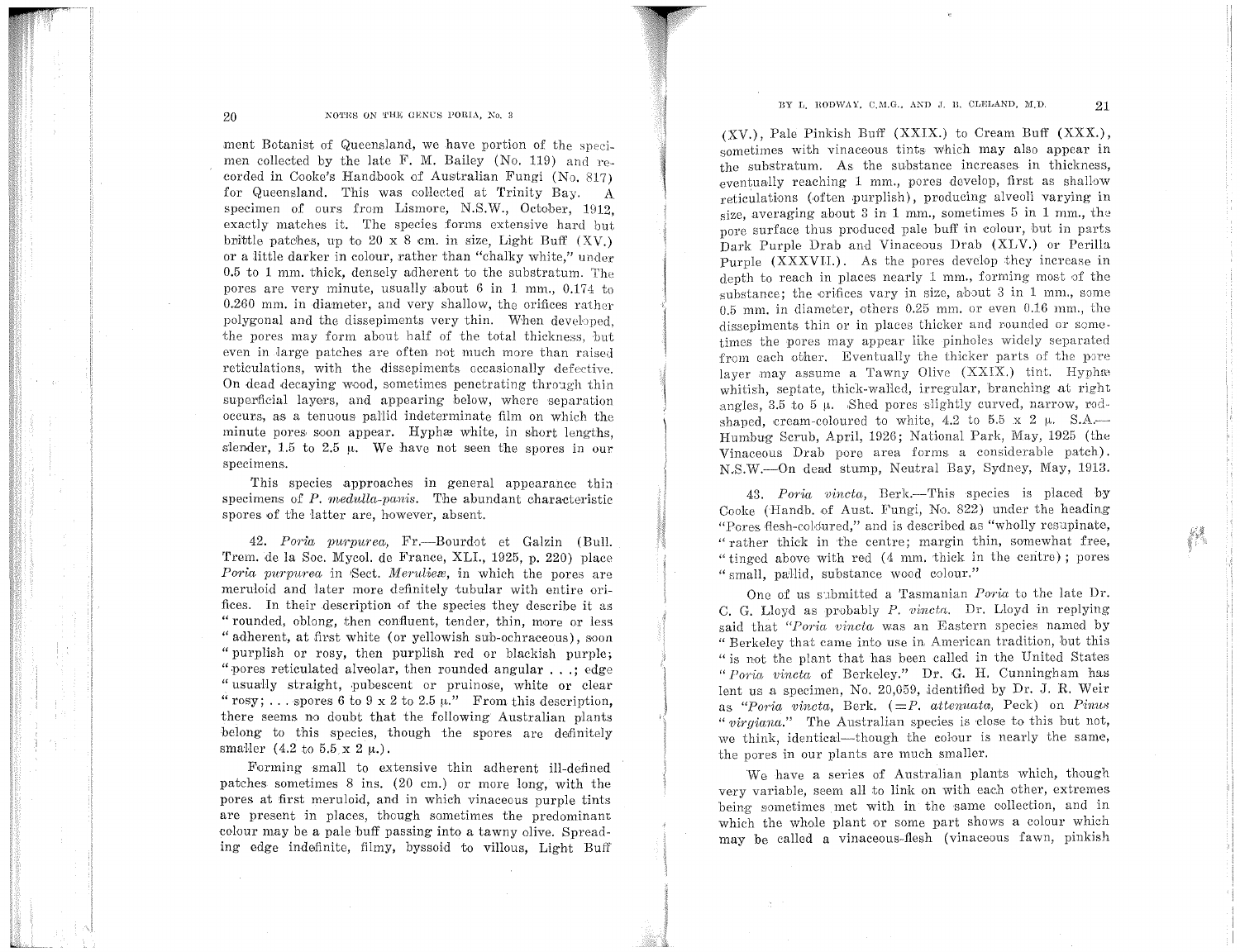ment Botanist of Queensland, we have portion of the specimen collected by the late F. M. Bailey (No. 119) and recorded in Cooke's Handbook of Australian Fungi (No. 817) for Queensland. This was collected at Trinity Bay. A specimen of ours from Lismore, N.S.W., October, 1912, exactly matches it. The species forms extensive hard but brittle patches, up to 20 x 8 cm. in size, Light Buff (XV.) or a little darker in colour, rather than "chalky white," under 0.5 to 1 mm. thick, densely adherent to the substratum. The pores are very minute, usually about 6 in 1 mm., 0.174 to 0.260 mm. in diameter, and very shallow, the orifices rather polygonal and the dissepiments very thin. When developed, the pores may form about half of the total thickness, but even in large patches are often not much more than raised reticulations, with the dissepiments occasionally defective. On dead decaying wood, sometimes penetrating through thin superficial layers, and appearing below, where separation occurs, as a tenuous pallid indeterminate film on which the minute pores soon appear. Hyphæ white, in short lengths, slender, 1.5 to 2.5 μ. We have not seen the spores in our specimens.

This species approaches in general appearance thin specimens of *P. medulla-panis*. The abundant characteristic spores of the latter are, however, absent.

42. *Poria purpurea*, Fr.—Bourdot et Galzin (Bull. Trem. de la Soc. Mycol. de France, XLI., 1925, p. 220) place *Poria purpurea* in Sect. *Meruliex*, in which the pores are meruloid and later more definitely tubular with entire orifices. In their description of the species they describe it as "rounded, oblong, then confluent, tender, thin, more or less "adherent, at first white (or yellowish sub-ochraceous), soon "purplish or rosy, then purplish red or blackish purple; "pores reticulated alveolar, then rounded angular . . .; edge "usually straight, pubescent or pruinose, white or clear "rosy; . . . spores 6 to 9 x 2 to 2.5 μ." From this description, there seems no doubt that the following Australian plants belong to this species, though the spores are definitely smaller (4.2 to 5.5 x 2 μ.).

Forming small to extensive thin adherent ill-defined patches sometimes 8 ins. (20 cm.) or more long, with the pores at first meruloid, and in which vinaceous purple tints are present in places, though sometimes the predominant colour may be a pale buff passing into a tawny olive. Spreading edge indefinite, filmy, byssoid to villous, Light Buff (XV.), Pale Pinkish Buff (XXIX.) to Cream Buff (XXX.), sometimes with vinaceous tints which may also appear in the substratum. As the substance increases in thickness, eventually reaching 1 mm., pores develop, first as shallow reticulations (often purplish), producing alveoli varying in size, averaging about 3 in 1 mm., sometimes 5 in 1 mm., the pore surface thus produced pale buff in colour, but in parts Dark Purple Drab and Vinaceous Drab (XLV.) or Perilla Purple (XXXVII.). As the pores develop they increase in depth to reach in places nearly 1 mm., forming most of the substance; the orifices vary in size, about 3 in 1 mm., some 0.5 mm. in diameter, others 0.25 mm. or even 0.16 mm., the dissepiments thin or in places thicker and rounded or sometimes the pores may appear like pinholes widely separated from each other. Eventually the thicker parts of the pore layer may assume a Tawny Olive (XXIX.) tint. Hyphæ whitish, septate, thick-walled, irregular, branching at right angles, 3.5 to 5 μ. Shed pores slightly curved, narrow, rod-shaped, cream-coloured to white, 4.2 to 5.5 x 2 μ. S.A.—Humbug Scrub, April, 1926; National Park, May, 1925 (the Vinaceous Drab pore area forms a considerable patch). N.S.W.—On dead stump, Neutral Bay, Sydney, May, 1913.

43. *Poria vincta*, Berk.—This species is placed by Cooke (Handb. of Aust. Fungi, No. 822) under the heading "Pores flesh-coloured," and is described as "wholly resupinate, "rather thick in the centre; margin thin, somewhat free, "tinged above with red (4 mm. thick in the centre); pores "small, pallid, substance wood colour."

One of us submitted a Tasmanian *Poria* to the late Dr. C. G. Lloyd as probably *P. vincta*. Dr. Lloyd in replying said that "*Poria vincta* was an Eastern species named by "Berkeley that came into use in American tradition, but this "is not the plant that has been called in the United States "*Poria vincta* of Berkeley." Dr. G. H. Cunningham has lent us a specimen, No. 20,059, identified by Dr. J. R. Weir as "*Poria vincta*, Berk. (=*P. attenuata*, Peck) on *Pinus* "*virgiana*." The Australian species is close to this but not, we think, identical—though the colour is nearly the same, the pores in our plants are much smaller.

We have a series of Australian plants which, though very variable, seem all to link on with each other, extremes being sometimes met with in the same collection, and in which the whole plant or some part shows a colour which may be called a vinaceous-flesh (vinaceous fawn, pinkish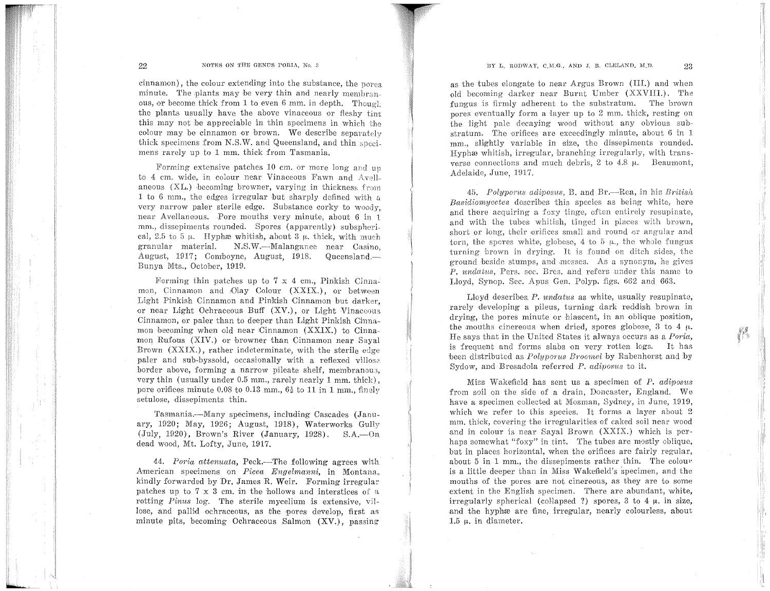cinnamon), the colour extending into the substance, the pores minute. The plants may be very thin and nearly membranous, or become thick from 1 to even 6 mm. in depth. Though the plants usually have the above vinaceous or fleshy tint this may not be appreciable in thin specimens in which the colour may be cinnamon or brown. We describe separately thick specimens from N.S.W. and Queensland, and thin specimens rarely up to 1 mm. thick from Tasmania.

Forming extensive patches 10 cm. or more long and up to 4 cm. wide, in colour near Vinaceous Fawn and Avellaneous (XL.) becoming browner, varying in thickness from 1 to 6 mm., the edges irregular but sharply defined with a very narrow paler sterile edge. Substance corky to woody, near Avellaneous. Pore mouths very minute, about 6 in 1 mm., dissepiments rounded. Spores (apparently) subspherical, 2.5 to 5 μ. Hyphæ whitish, about 3 μ. thick, with much granular material. N.S.W.—Malanganee near Casino, August, 1917; Comboyne, August, 1918. Queensland.—Bunya Mts., October, 1919.

Forming thin patches up to 7 x 4 cm., Pinkish Cinnamon, Cinnamon and Clay Colour (XXIX.), or between Light Pinkish Cinnamon and Pinkish Cinnamon but darker, or near Light Ochraceous Buff (XV.), or Light Vinaceous Cinnamon, or paler than to deeper than Light Pinkish Cinnamon becoming when old near Cinnamon (XXIX.) to Cinnamon Rufous (XIV.) or browner than Cinnamon near Sayal Brown (XXIX.), rather indeterminate, with the sterile edge paler and sub-byssoid, occasionally with a reflexed villose border above, forming a narrow pileate shelf, membranous, very thin (usually under 0.5 mm., rarely nearly 1 mm. thick), pore orifices minute 0.08 to 0.13 mm., 6½ to 11 in 1 mm., finely setulose, dissepiments thin.

Tasmania.—Many specimens, including Cascades (January, 1920; May, 1926; August, 1918), Waterworks Gully (July, 1920), Brown's River (January, 1928). S.A.—On dead wood, Mt. Lofty, June, 1917.

44. *Poria attenuata*, Peck.—The following agrees with American specimens on *Picea Engelmanni*, in Montana, kindly forwarded by Dr. James R. Weir. Forming irregular patches up to 7 x 3 cm. in the hollows and interstices of a rotting *Pinus* log. The sterile mycelium is extensive, villose, and pallid ochraceous, as the pores develop, first as minute pits, becoming Ochraceous Salmon (XV.), passing as the tubes elongate to near Argus Brown (III.) and when old becoming darker near Burnt Umber (XXVIII.). The fungus is firmly adherent to the substratum. The brown pores eventually form a layer up to 2 mm. thick, resting on the light pale decaying wood without any obvious substratum. The orifices are exceedingly minute, about 6 in 1 mm., slightly variable in size, the dissepiments rounded. Hyphæ whitish, irregular, branching irregularly, with transverse connections and much debris, 2 to 4.8 μ. Beaumont, Adelaide, June, 1917.

45. *Polyporus adiposus*, B. and Br.—Rea, in his *British Basidiomycetes* describes this species as being white, here and there acquiring a foxy tinge, often entirely resupinate, and with the tubes whitish, tinged in places with brown, short or long, their orifices small and round or angular and torn, the spores white, globose, 4 to 5 μ., the whole fungus turning brown in drying. It is found on ditch sides, the ground beside stumps, and mosses. As a synonym, he gives *P. undatus*, Pers. sec. Bres. and refers under this name to Lloyd, Synop. Sec. Apus Gen. Polyp. figs. 662 and 663.

Lloyd describes *P. undatus* as white, usually resupinate, rarely developing a pileus, turning dark reddish brown in drying, the pores minute or hiascent, in an oblique position, the mouths cinereous when dried, spores globose, 3 to 4 μ. He says that in the United States it always occurs as a *Poria*, is frequent and forms slabs on very rotten logs. It has been distributed as *Polyporus Broomei* by Rabenhorst and by Sydow, and Bresadola referred *P. adiposus* to it.

Miss Wakefield has sent us a specimen of *P. adiposus* from soil on the side of a drain, Doncaster, England. We have a specimen collected at Mosman, Sydney, in June, 1919, which we refer to this species. It forms a layer about 2 mm. thick, covering the irregularities of caked soil near wood and in colour is near Sayal Brown (XXIX.) which is perhaps somewhat "foxy" in tint. The tubes are mostly oblique, but in places horizontal, when the orifices are fairly regular, about 5 in 1 mm., the dissepiments rather thin. The colour is a little deeper than in Miss Wakefield's specimen, and the mouths of the pores are not cinereous, as they are to some extent in the English specimen. There are abundant, white, irregularly spherical (collapsed ?) spores, 3 to 4 μ. in size, and the hyphæ are fine, irregular, nearly colourless, about 1.5 μ. in diameter.